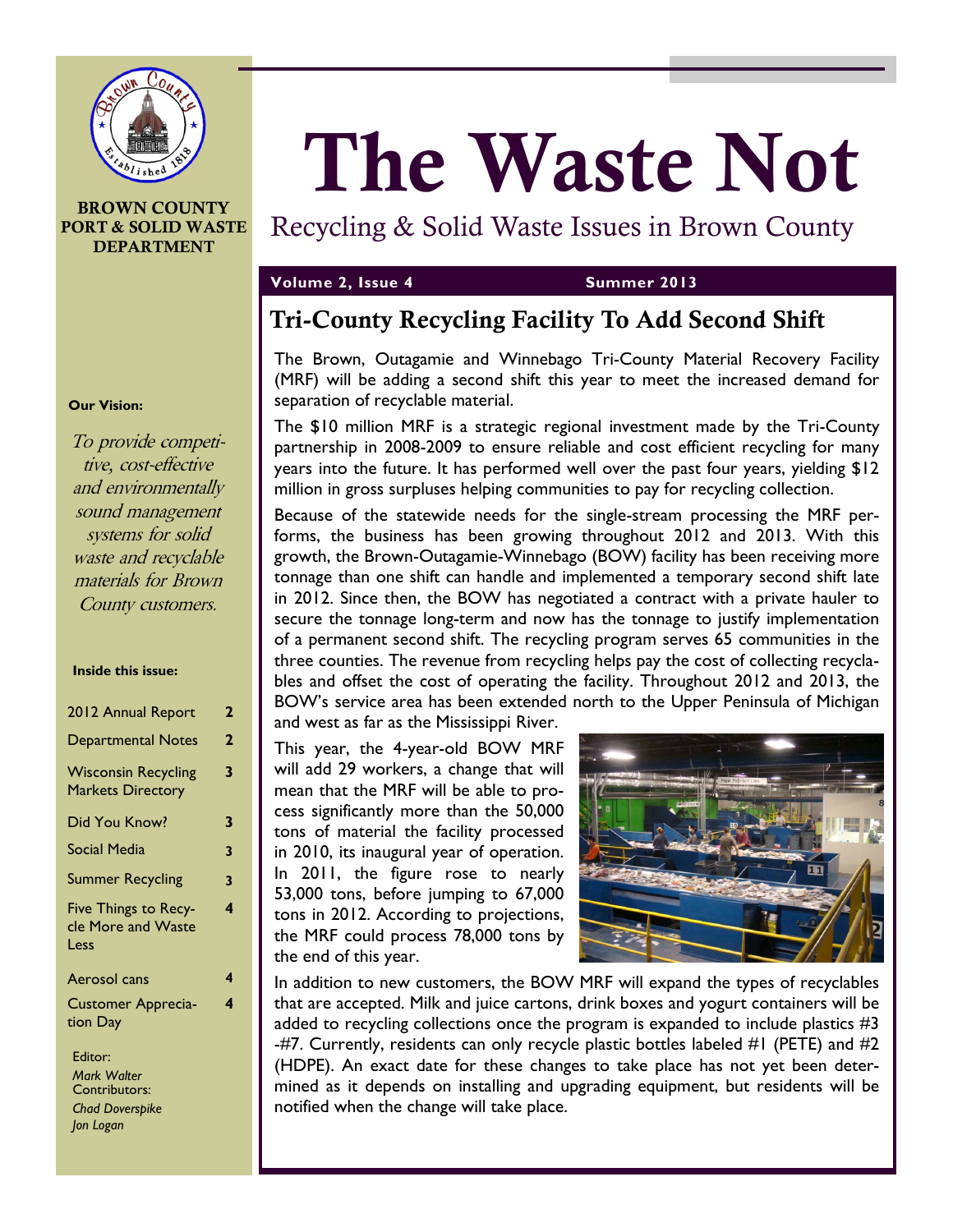**BROWN COUNTY PORT & SOLID WASTE DEPARTMENT**

# The Waste Not

Recycling & Solid Waste Issues in Brown County

**Volume 2, Issue 4** **Summer 2013**

**Our Vision:**

*To provide competitive, cost-effective and environmentally sound management systems for solid waste and recyclable materials for Brown County customers.*

**Inside this issue:**

| | |
|---|---|
| 2012 Annual Report | 2 |
| Departmental Notes | 2 |
| Wisconsin Recycling Markets Directory | 3 |
| Did You Know? | 3 |
| Social Media | 3 |
| Summer Recycling | 3 |
| Five Things to Recycle More and Waste Less | 4 |
| Aerosol cans | 4 |
| Customer Appreciation Day | 4 |

Editor:
*Mark Walter*
Contributors:
*Chad Doverspike*
*Jon Logan*

## Tri-County Recycling Facility To Add Second Shift

The Brown, Outagamie and Winnebago Tri-County Material Recovery Facility (MRF) will be adding a second shift this year to meet the increased demand for separation of recyclable material.

The $10 million MRF is a strategic regional investment made by the Tri-County partnership in 2008-2009 to ensure reliable and cost efficient recycling for many years into the future. It has performed well over the past four years, yielding $12 million in gross surpluses helping communities to pay for recycling collection.

Because of the statewide needs for the single-stream processing the MRF performs, the business has been growing throughout 2012 and 2013. With this growth, the Brown-Outagamie-Winnebago (BOW) facility has been receiving more tonnage than one shift can handle and implemented a temporary second shift late in 2012. Since then, the BOW has negotiated a contract with a private hauler to secure the tonnage long-term and now has the tonnage to justify implementation of a permanent second shift. The recycling program serves 65 communities in the three counties. The revenue from recycling helps pay the cost of collecting recyclables and offset the cost of operating the facility. Throughout 2012 and 2013, the BOW's service area has been extended north to the Upper Peninsula of Michigan and west as far as the Mississippi River.

This year, the 4-year-old BOW MRF will add 29 workers, a change that will mean that the MRF will be able to process significantly more than the 50,000 tons of material the facility processed in 2010, its inaugural year of operation. In 2011, the figure rose to nearly 53,000 tons, before jumping to 67,000 tons in 2012. According to projections, the MRF could process 78,000 tons by the end of this year.

In addition to new customers, the BOW MRF will expand the types of recyclables that are accepted. Milk and juice cartons, drink boxes and yogurt containers will be added to recycling collections once the program is expanded to include plastics #3-#7. Currently, residents can only recycle plastic bottles labeled #1 (PETE) and #2 (HDPE). An exact date for these changes to take place has not yet been determined as it depends on installing and upgrading equipment, but residents will be notified when the change will take place.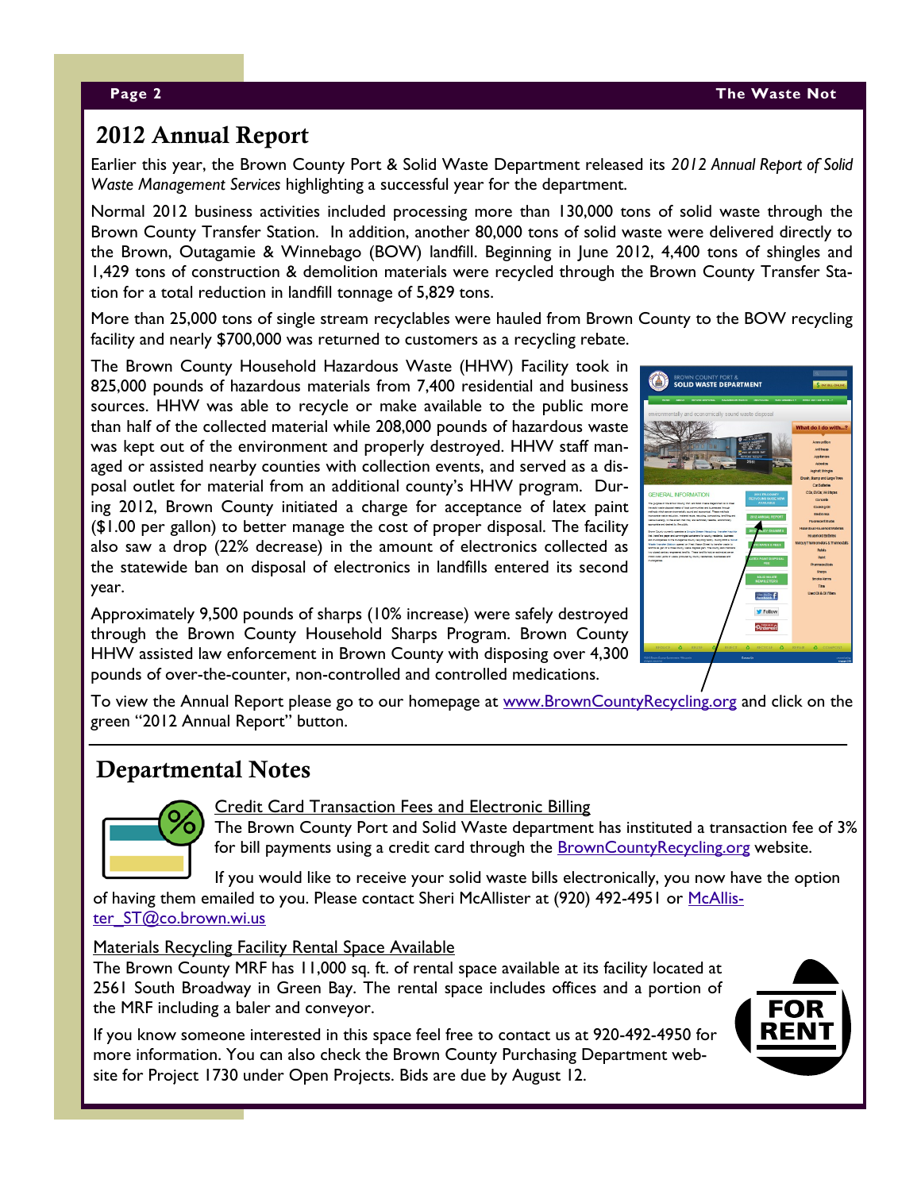## 2012 Annual Report

Earlier this year, the Brown County Port & Solid Waste Department released its *2012 Annual Report of Solid Waste Management Services* highlighting a successful year for the department.

Normal 2012 business activities included processing more than 130,000 tons of solid waste through the Brown County Transfer Station. In addition, another 80,000 tons of solid waste were delivered directly to the Brown, Outagamie & Winnebago (BOW) landfill. Beginning in June 2012, 4,400 tons of shingles and 1,429 tons of construction & demolition materials were recycled through the Brown County Transfer Station for a total reduction in landfill tonnage of 5,829 tons.

More than 25,000 tons of single stream recyclables were hauled from Brown County to the BOW recycling facility and nearly $700,000 was returned to customers as a recycling rebate.

The Brown County Household Hazardous Waste (HHW) Facility took in 825,000 pounds of hazardous materials from 7,400 residential and business sources. HHW was able to recycle or make available to the public more than half of the collected material while 208,000 pounds of hazardous waste was kept out of the environment and properly destroyed. HHW staff managed or assisted nearby counties with collection events, and served as a disposal outlet for material from an additional county's HHW program. During 2012, Brown County initiated a charge for acceptance of latex paint ($1.00 per gallon) to better manage the cost of proper disposal. The facility also saw a drop (22% decrease) in the amount of electronics collected as the statewide ban on disposal of electronics in landfills entered its second year.

Approximately 9,500 pounds of sharps (10% increase) were safely destroyed through the Brown County Household Sharps Program. Brown County HHW assisted law enforcement in Brown County with disposing over 4,300 pounds of over-the-counter, non-controlled and controlled medications.

To view the Annual Report please go to our homepage at www.BrownCountyRecycling.org and click on the green "2012 Annual Report" button.

## Departmental Notes

Credit Card Transaction Fees and Electronic Billing

The Brown County Port and Solid Waste department has instituted a transaction fee of 3% for bill payments using a credit card through the BrownCountyRecycling.org website.

If you would like to receive your solid waste bills electronically, you now have the option of having them emailed to you. Please contact Sheri McAllister at (920) 492-4951 or McAllister_ST@co.brown.wi.us

Materials Recycling Facility Rental Space Available

The Brown County MRF has 11,000 sq. ft. of rental space available at its facility located at 2561 South Broadway in Green Bay. The rental space includes offices and a portion of the MRF including a baler and conveyor.

If you know someone interested in this space feel free to contact us at 920-492-4950 for more information. You can also check the Brown County Purchasing Department website for Project 1730 under Open Projects. Bids are due by August 12.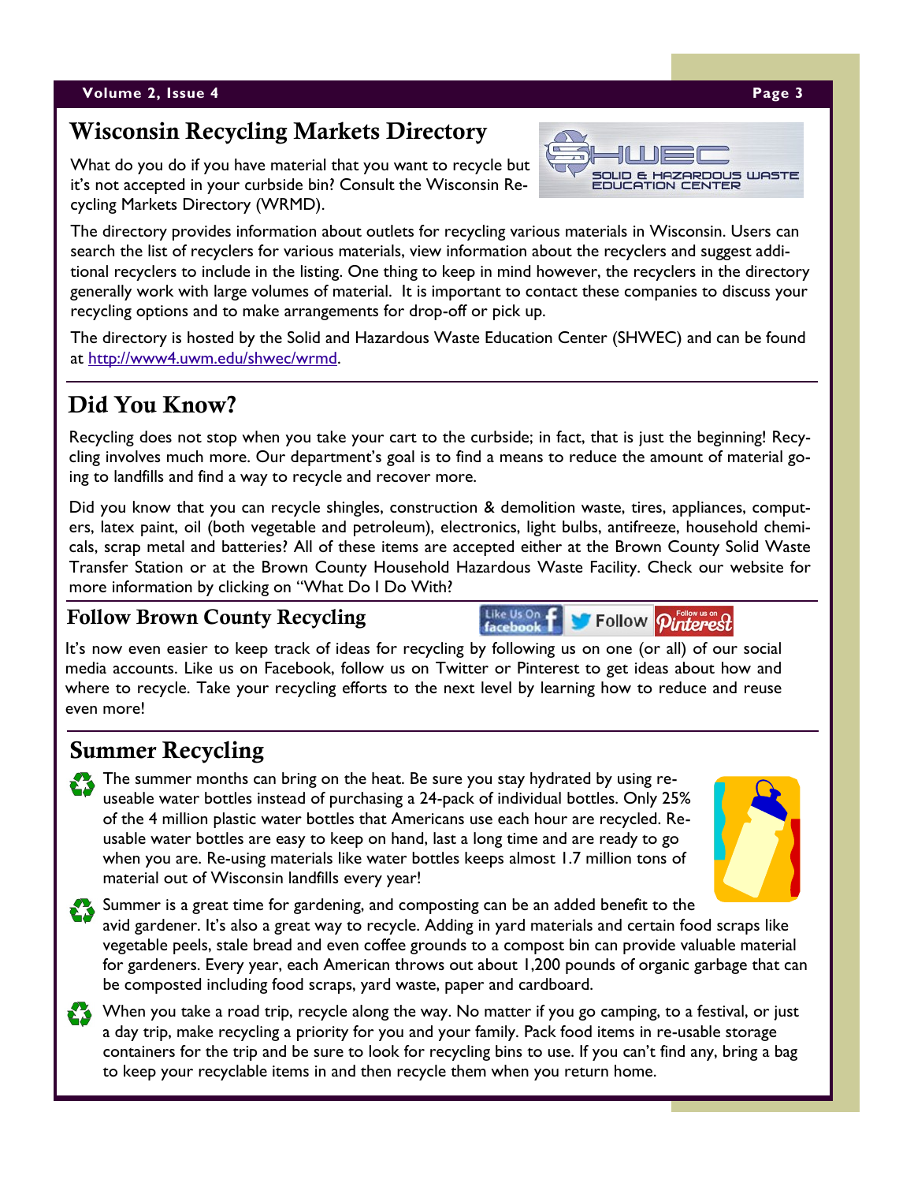## Wisconsin Recycling Markets Directory

What do you do if you have material that you want to recycle but it's not accepted in your curbside bin? Consult the Wisconsin Recycling Markets Directory (WRMD).

The directory provides information about outlets for recycling various materials in Wisconsin. Users can search the list of recyclers for various materials, view information about the recyclers and suggest additional recyclers to include in the listing. One thing to keep in mind however, the recyclers in the directory generally work with large volumes of material. It is important to contact these companies to discuss your recycling options and to make arrangements for drop-off or pick up.

The directory is hosted by the Solid and Hazardous Waste Education Center (SHWEC) and can be found at http://www4.uwm.edu/shwec/wrmd.

## Did You Know?

Recycling does not stop when you take your cart to the curbside; in fact, that is just the beginning! Recycling involves much more. Our department's goal is to find a means to reduce the amount of material going to landfills and find a way to recycle and recover more.

Did you know that you can recycle shingles, construction & demolition waste, tires, appliances, computers, latex paint, oil (both vegetable and petroleum), electronics, light bulbs, antifreeze, household chemicals, scrap metal and batteries? All of these items are accepted either at the Brown County Solid Waste Transfer Station or at the Brown County Household Hazardous Waste Facility. Check our website for more information by clicking on "What Do I Do With?

## Follow Brown County Recycling

It's now even easier to keep track of ideas for recycling by following us on one (or all) of our social media accounts. Like us on Facebook, follow us on Twitter or Pinterest to get ideas about how and where to recycle. Take your recycling efforts to the next level by learning how to reduce and reuse even more!

## Summer Recycling

- The summer months can bring on the heat. Be sure you stay hydrated by using re-useable water bottles instead of purchasing a 24-pack of individual bottles. Only 25% of the 4 million plastic water bottles that Americans use each hour are recycled. Re-usable water bottles are easy to keep on hand, last a long time and are ready to go when you are. Re-using materials like water bottles keeps almost 1.7 million tons of material out of Wisconsin landfills every year!
- Summer is a great time for gardening, and composting can be an added benefit to the avid gardener. It's also a great way to recycle. Adding in yard materials and certain food scraps like vegetable peels, stale bread and even coffee grounds to a compost bin can provide valuable material for gardeners. Every year, each American throws out about 1,200 pounds of organic garbage that can be composted including food scraps, yard waste, paper and cardboard.
- When you take a road trip, recycle along the way. No matter if you go camping, to a festival, or just a day trip, make recycling a priority for you and your family. Pack food items in re-usable storage containers for the trip and be sure to look for recycling bins to use. If you can't find any, bring a bag to keep your recyclable items in and then recycle them when you return home.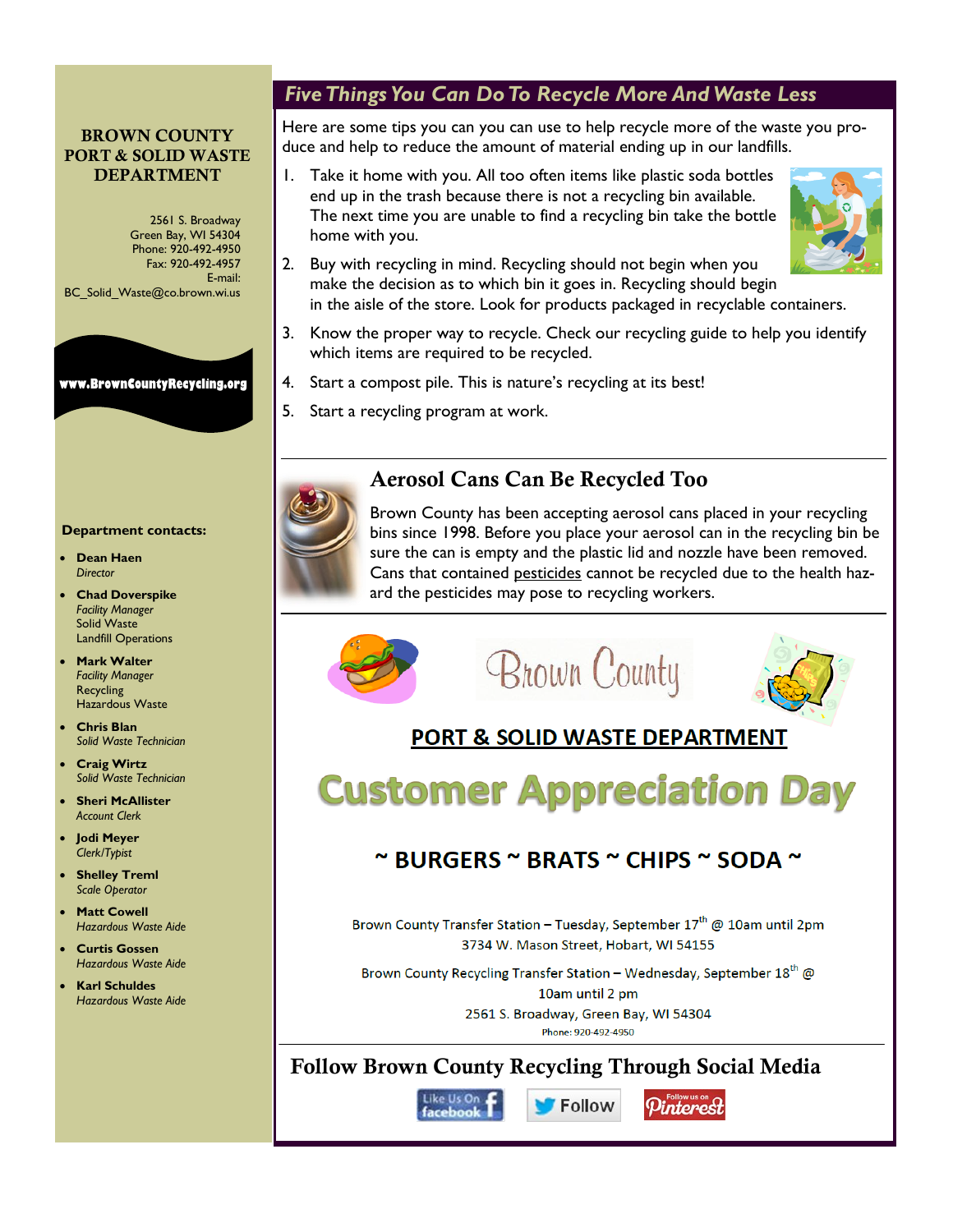**BROWN COUNTY PORT & SOLID WASTE DEPARTMENT**

2561 S. Broadway
Green Bay, WI 54304
Phone: 920-492-4950
Fax: 920-492-4957
E-mail: BC_Solid_Waste@co.brown.wi.us

**www.BrownCountyRecycling.org**

**Department contacts:**

- **Dean Haen**
  *Director*
- **Chad Doverspike**
  *Facility Manager*
  Solid Waste
  Landfill Operations
- **Mark Walter**
  *Facility Manager*
  Recycling
  Hazardous Waste
- **Chris Blan**
  *Solid Waste Technician*
- **Craig Wirtz**
  *Solid Waste Technician*
- **Sheri McAllister**
  *Account Clerk*
- **Jodi Meyer**
  *Clerk/Typist*
- **Shelley Treml**
  *Scale Operator*
- **Matt Cowell**
  *Hazardous Waste Aide*
- **Curtis Gossen**
  *Hazardous Waste Aide*
- **Karl Schuldes**
  *Hazardous Waste Aide*

## *Five Things You Can Do To Recycle More And Waste Less*

Here are some tips you can you can use to help recycle more of the waste you produce and help to reduce the amount of material ending up in our landfills.

1. Take it home with you. All too often items like plastic soda bottles end up in the trash because there is not a recycling bin available. The next time you are unable to find a recycling bin take the bottle home with you.
2. Buy with recycling in mind. Recycling should not begin when you make the decision as to which bin it goes in. Recycling should begin in the aisle of the store. Look for products packaged in recyclable containers.
3. Know the proper way to recycle. Check our recycling guide to help you identify which items are required to be recycled.
4. Start a compost pile. This is nature's recycling at its best!
5. Start a recycling program at work.

## Aerosol Cans Can Be Recycled Too

Brown County has been accepting aerosol cans placed in your recycling bins since 1998. Before you place your aerosol can in the recycling bin be sure the can is empty and the plastic lid and nozzle have been removed. Cans that contained pesticides cannot be recycled due to the health hazard the pesticides may pose to recycling workers.

Brown County

**PORT & SOLID WASTE DEPARTMENT**

## Customer Appreciation Day

### ~ BURGERS ~ BRATS ~ CHIPS ~ SODA ~

Brown County Transfer Station – Tuesday, September 17th @ 10am until 2pm
3734 W. Mason Street, Hobart, WI 54155

Brown County Recycling Transfer Station – Wednesday, September 18th @ 10am until 2 pm
2561 S. Broadway, Green Bay, WI 54304
Phone: 920-492-4950

## Follow Brown County Recycling Through Social Media

Like Us On facebook | Follow | Follow us on Pinterest